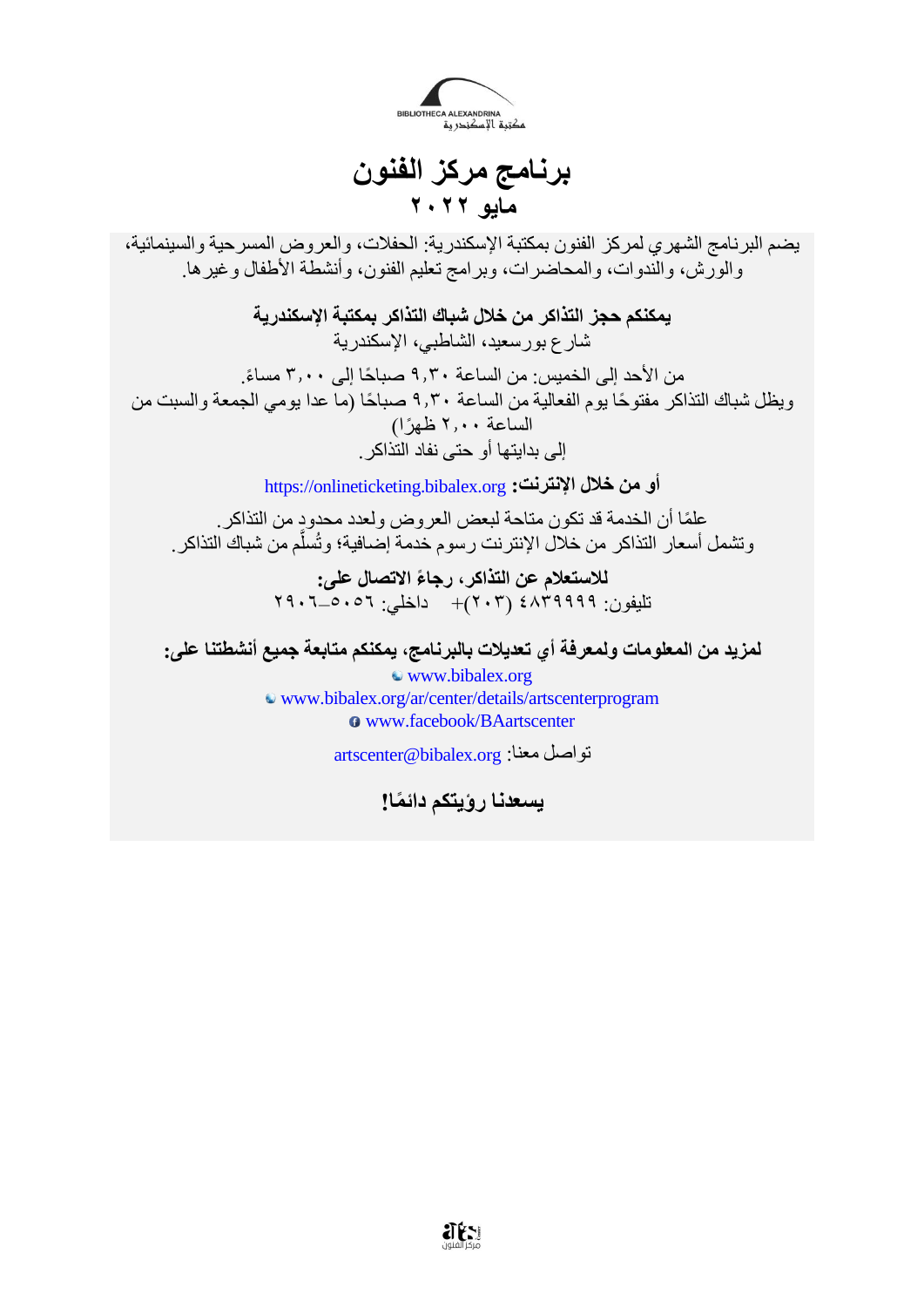BIBLIOTHECA ALEXANDRINA
مكتبة الإسكندرية

# برنامج مركز الفنون
## مايو ٢٠٢٢

يضم البرنامج الشهري لمركز الفنون بمكتبة الإسكندرية: الحفلات، والعروض المسرحية والسينمائية، والورش، والندوات، والمحاضرات، وبرامج تعليم الفنون، وأنشطة الأطفال وغيرها.

**يمكنكم حجز التذاكر من خلال شباك التذاكر بمكتبة الإسكندرية**
شارع بورسعيد، الشاطبي، الإسكندرية

من الأحد إلى الخميس: من الساعة ٩,٣٠ صباحًا إلى ٣,٠٠ مساءً.
ويظل شباك التذاكر مفتوحًا يوم الفعالية من الساعة ٩,٣٠ صباحًا (ما عدا يومي الجمعة والسبت من الساعة ٢,٠٠ ظهرًا)
إلى بدايتها أو حتى نفاد التذاكر.

**أو من خلال الإنترنت:** https://onlineticketing.bibalex.org

علمًا أن الخدمة قد تكون متاحة لبعض العروض ولعدد محدود من التذاكر.
وتشمل أسعار التذاكر من خلال الإنترنت رسوم خدمة إضافية؛ وتُسلَّم من شباك التذاكر.

**للاستعلام عن التذاكر، رجاءً الاتصال على:**
تليفون: ٤٨٣٩٩٩٩ (٢٠٣)+ داخلي: ٥٠٥٦–٢٩٠٦

**لمزيد من المعلومات ولمعرفة أي تعديلات بالبرنامج، يمكنكم متابعة جميع أنشطتنا على:**
www.bibalex.org
www.bibalex.org/ar/center/details/artscenterprogram
www.facebook.com/BAartscenter

تواصل معنا: artscenter@bibalex.org

**يسعدنا رؤيتكم دائمًا!**

مركز الفنون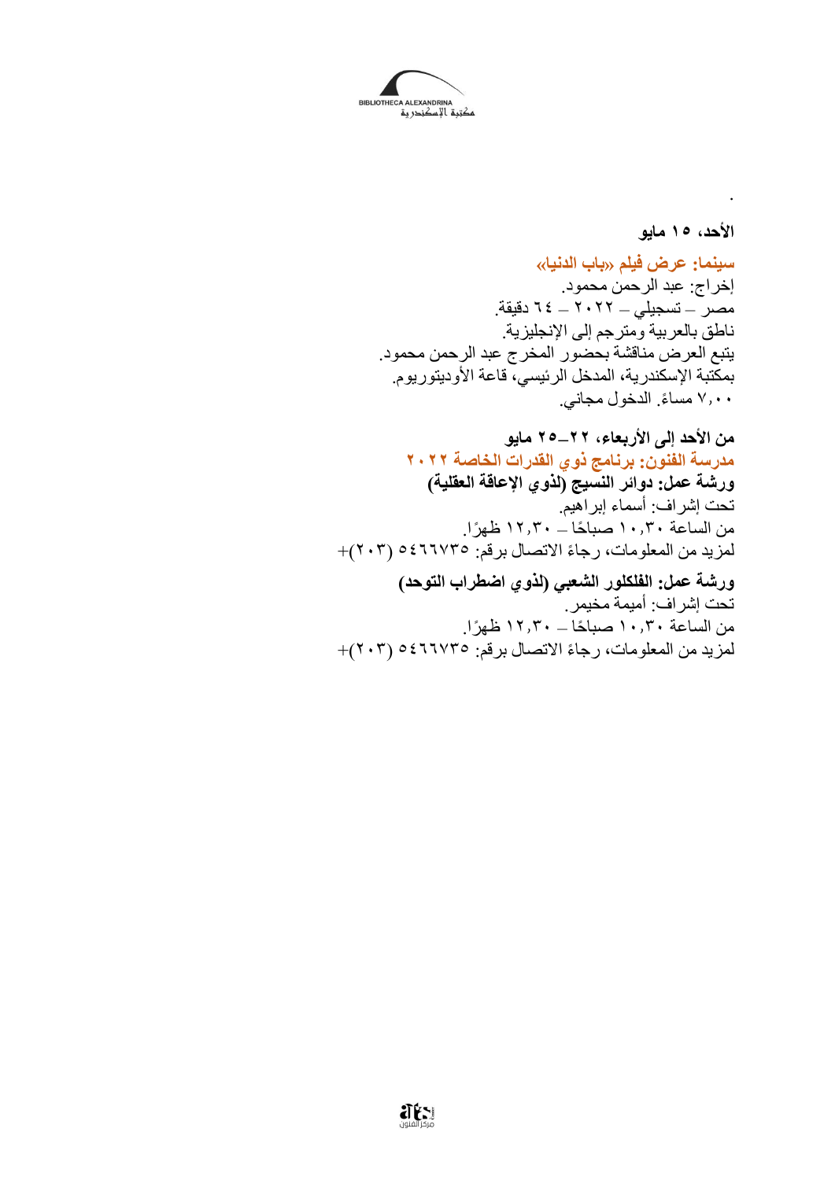.

**الأحد، ١٥ مايو**

**سينما: عرض فيلم «باب الدنيا»**

إخراج: عبد الرحمن محمود.
مصر – تسجيلي – ٢٠٢٢ – ٦٤ دقيقة.
ناطق بالعربية ومترجم إلى الإنجليزية.
يتبع العرض مناقشة بحضور المخرج عبد الرحمن محمود.
بمكتبة الإسكندرية، المدخل الرئيسي، قاعة الأوديتوريوم.
٧,٠٠ مساءً. الدخول مجاني.

**من الأحد إلى الأربعاء، ٢٢–٢٥ مايو**

**مدرسة الفنون: برنامج ذوي القدرات الخاصة ٢٠٢٢**

**ورشة عمل: دوائر النسيج (لذوي الإعاقة العقلية)**

تحت إشراف: أسماء إبراهيم.
من الساعة ١٠,٣٠ صباحًا – ١٢,٣٠ ظهرًا.
لمزيد من المعلومات، رجاءً الاتصال برقم: ٥٤٦٦٧٣٥ (٢٠٣)+

**ورشة عمل: الفلكلور الشعبي (لذوي اضطراب التوحد)**

تحت إشراف: أميمة مخيمر.
من الساعة ١٠,٣٠ صباحًا – ١٢,٣٠ ظهرًا.
لمزيد من المعلومات، رجاءً الاتصال برقم: ٥٤٦٦٧٣٥ (٢٠٣)+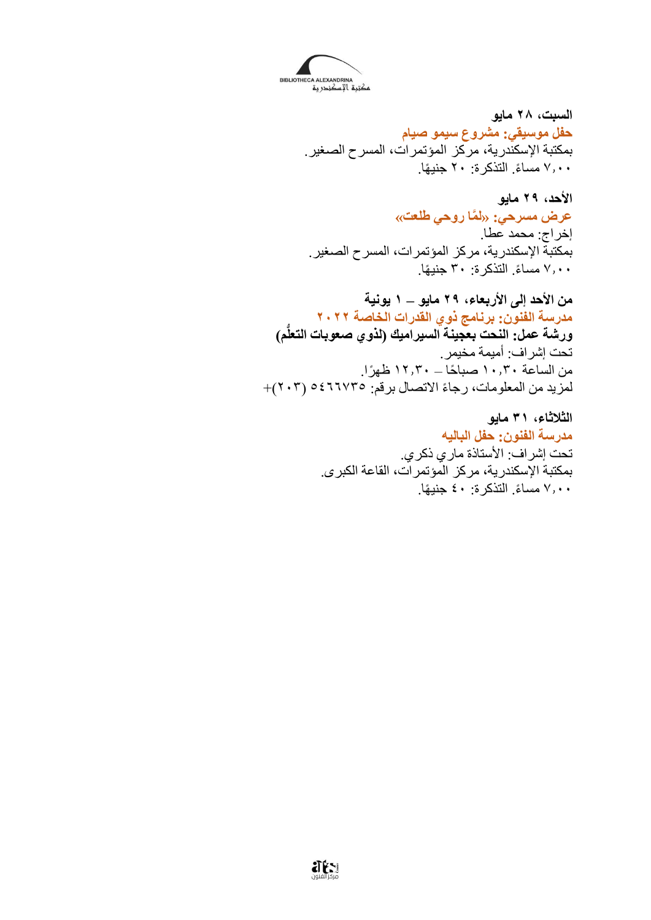**السبت، ٢٨ مايو**

**حفل موسيقي: مشروع سيمو صيام**

بمكتبة الإسكندرية، مركز المؤتمرات، المسرح الصغير.

٧,٠٠ مساءً. التذكرة: ٢٠ جنيهًا.

**الأحد، ٢٩ مايو**

**عرض مسرحي: «لمَّا روحي طلعت»**

إخراج: محمد عطا.

بمكتبة الإسكندرية، مركز المؤتمرات، المسرح الصغير.

٧,٠٠ مساءً. التذكرة: ٣٠ جنيهًا.

**من الأحد إلى الأربعاء، ٢٩ مايو – ١ يونية**

**مدرسة الفنون: برنامج ذوي القدرات الخاصة ٢٠٢٢**

**ورشة عمل: النحت بعجينة السيراميك (لذوي صعوبات التعلُّم)**

تحت إشراف: أميمة مخيمر.

من الساعة ١٠,٣٠ صباحًا – ١٢,٣٠ ظهرًا.

لمزيد من المعلومات، رجاءً الاتصال برقم: ٥٤٦٦٧٣٥ (٢٠٣)+

**الثلاثاء، ٣١ مايو**

**مدرسة الفنون: حفل الباليه**

تحت إشراف: الأستاذة ماري ذكري.

بمكتبة الإسكندرية، مركز المؤتمرات، القاعة الكبرى.

٧,٠٠ مساءً. التذكرة: ٤٠ جنيهًا.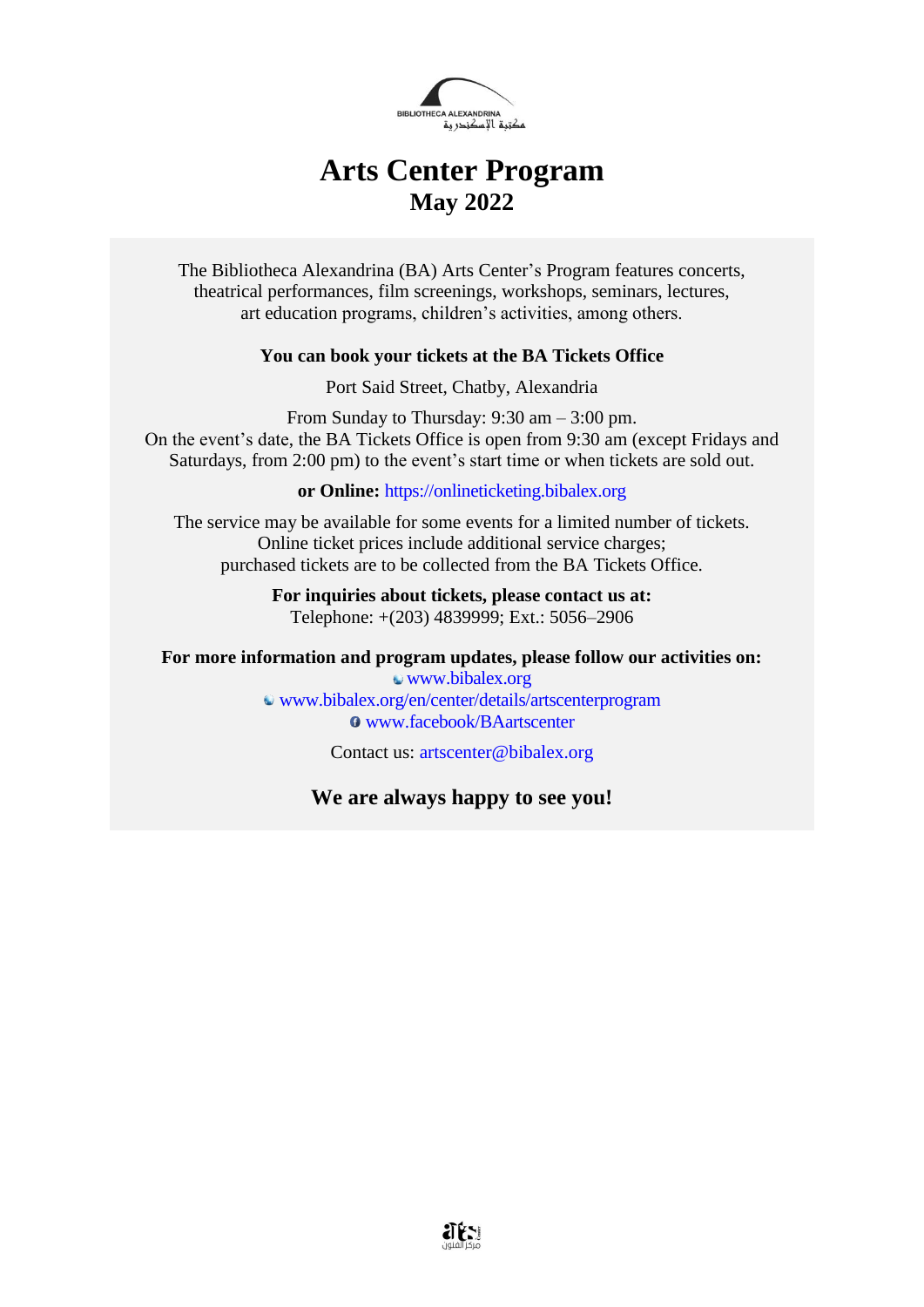BIBLIOTHECA ALEXANDRINA
مكتبة الإسكندرية

# Arts Center Program

## May 2022

The Bibliotheca Alexandrina (BA) Arts Center's Program features concerts, theatrical performances, film screenings, workshops, seminars, lectures, art education programs, children's activities, among others.

**You can book your tickets at the BA Tickets Office**

Port Said Street, Chatby, Alexandria

From Sunday to Thursday: 9:30 am – 3:00 pm.
On the event's date, the BA Tickets Office is open from 9:30 am (except Fridays and Saturdays, from 2:00 pm) to the event's start time or when tickets are sold out.

**or Online:** https://onlineticketing.bibalex.org

The service may be available for some events for a limited number of tickets.
Online ticket prices include additional service charges;
purchased tickets are to be collected from the BA Tickets Office.

**For inquiries about tickets, please contact us at:**
Telephone: +(203) 4839999; Ext.: 5056–2906

**For more information and program updates, please follow our activities on:**
www.bibalex.org
www.bibalex.org/en/center/details/artscenterprogram
www.facebook/BAartscenter

Contact us: artscenter@bibalex.org

**We are always happy to see you!**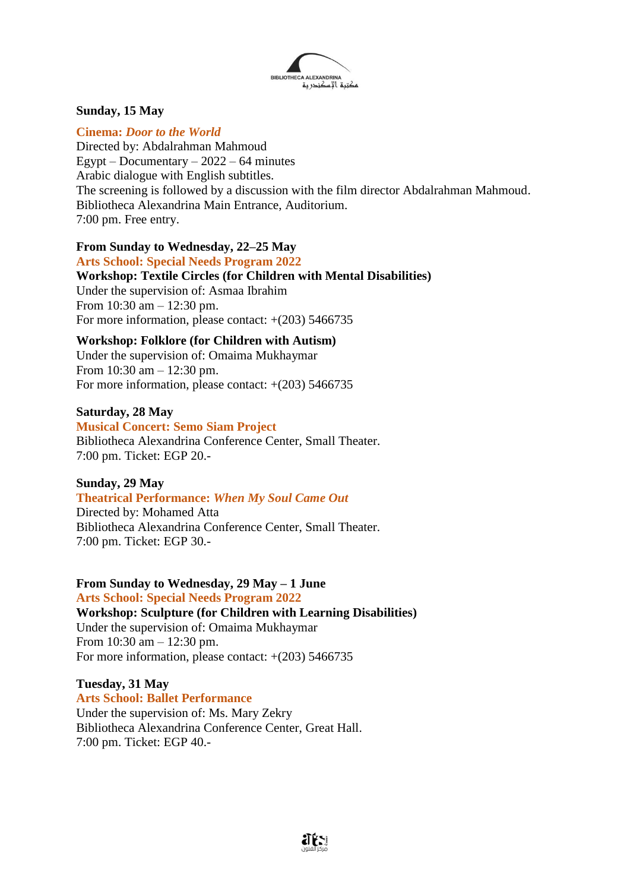**Sunday, 15 May**

**Cinema: *Door to the World***
Directed by: Abdalrahman Mahmoud
Egypt – Documentary – 2022 – 64 minutes
Arabic dialogue with English subtitles.
The screening is followed by a discussion with the film director Abdalrahman Mahmoud.
Bibliotheca Alexandrina Main Entrance, Auditorium.
7:00 pm. Free entry.

**From Sunday to Wednesday, 22–25 May**
**Arts School: Special Needs Program 2022**
**Workshop: Textile Circles (for Children with Mental Disabilities)**
Under the supervision of: Asmaa Ibrahim
From 10:30 am – 12:30 pm.
For more information, please contact: +(203) 5466735

**Workshop: Folklore (for Children with Autism)**
Under the supervision of: Omaima Mukhaymar
From 10:30 am – 12:30 pm.
For more information, please contact: +(203) 5466735

**Saturday, 28 May**
**Musical Concert: Semo Siam Project**
Bibliotheca Alexandrina Conference Center, Small Theater.
7:00 pm. Ticket: EGP 20.-

**Sunday, 29 May**
**Theatrical Performance: *When My Soul Came Out***
Directed by: Mohamed Atta
Bibliotheca Alexandrina Conference Center, Small Theater.
7:00 pm. Ticket: EGP 30.-

**From Sunday to Wednesday, 29 May – 1 June**
**Arts School: Special Needs Program 2022**
**Workshop: Sculpture (for Children with Learning Disabilities)**
Under the supervision of: Omaima Mukhaymar
From 10:30 am – 12:30 pm.
For more information, please contact: +(203) 5466735

**Tuesday, 31 May**
**Arts School: Ballet Performance**
Under the supervision of: Ms. Mary Zekry
Bibliotheca Alexandrina Conference Center, Great Hall.
7:00 pm. Ticket: EGP 40.-